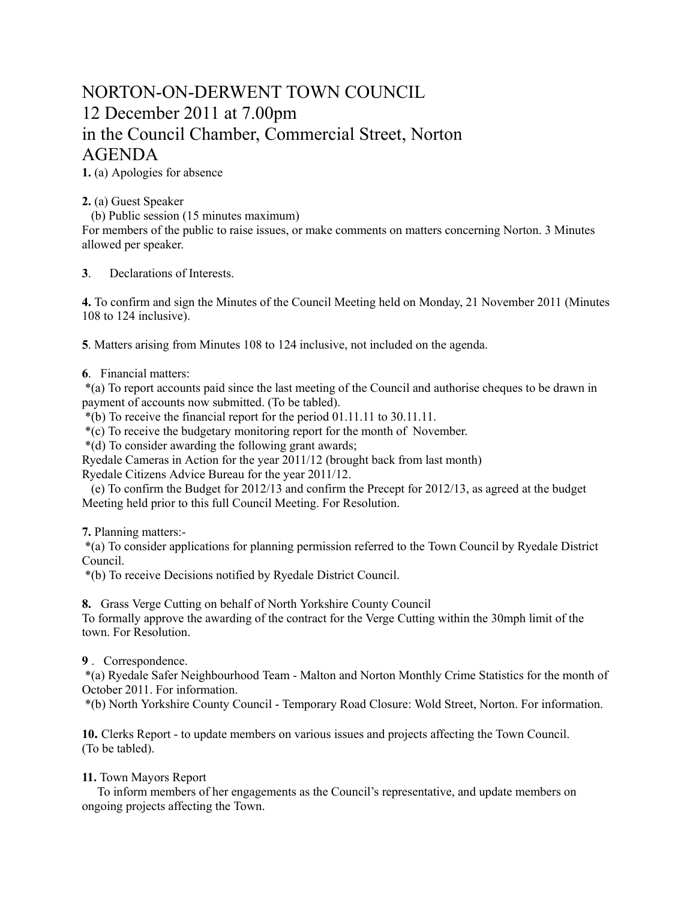# NORTON-ON-DERWENT TOWN COUNCIL
# 12 December 2011 at 7.00pm
# in the Council Chamber, Commercial Street, Norton
# AGENDA

**1.** (a) Apologies for absence

**2.** (a) Guest Speaker
(b) Public session (15 minutes maximum)
For members of the public to raise issues, or make comments on matters concerning Norton. 3 Minutes allowed per speaker.

**3**. Declarations of Interests.

**4.** To confirm and sign the Minutes of the Council Meeting held on Monday, 21 November 2011 (Minutes 108 to 124 inclusive).

**5**. Matters arising from Minutes 108 to 124 inclusive, not included on the agenda.

**6**. Financial matters:
*(a) To report accounts paid since the last meeting of the Council and authorise cheques to be drawn in payment of accounts now submitted. (To be tabled).
*(b) To receive the financial report for the period 01.11.11 to 30.11.11.
*(c) To receive the budgetary monitoring report for the month of November.
*(d) To consider awarding the following grant awards;
Ryedale Cameras in Action for the year 2011/12 (brought back from last month)
Ryedale Citizens Advice Bureau for the year 2011/12.
(e) To confirm the Budget for 2012/13 and confirm the Precept for 2012/13, as agreed at the budget Meeting held prior to this full Council Meeting. For Resolution.

**7.** Planning matters:-
*(a) To consider applications for planning permission referred to the Town Council by Ryedale District Council.
*(b) To receive Decisions notified by Ryedale District Council.

**8.** Grass Verge Cutting on behalf of North Yorkshire County Council
To formally approve the awarding of the contract for the Verge Cutting within the 30mph limit of the town. For Resolution.

**9** . Correspondence.
*(a) Ryedale Safer Neighbourhood Team - Malton and Norton Monthly Crime Statistics for the month of October 2011. For information.
*(b) North Yorkshire County Council - Temporary Road Closure: Wold Street, Norton. For information.

**10.** Clerks Report - to update members on various issues and projects affecting the Town Council. (To be tabled).

**11.** Town Mayors Report
To inform members of her engagements as the Council's representative, and update members on ongoing projects affecting the Town.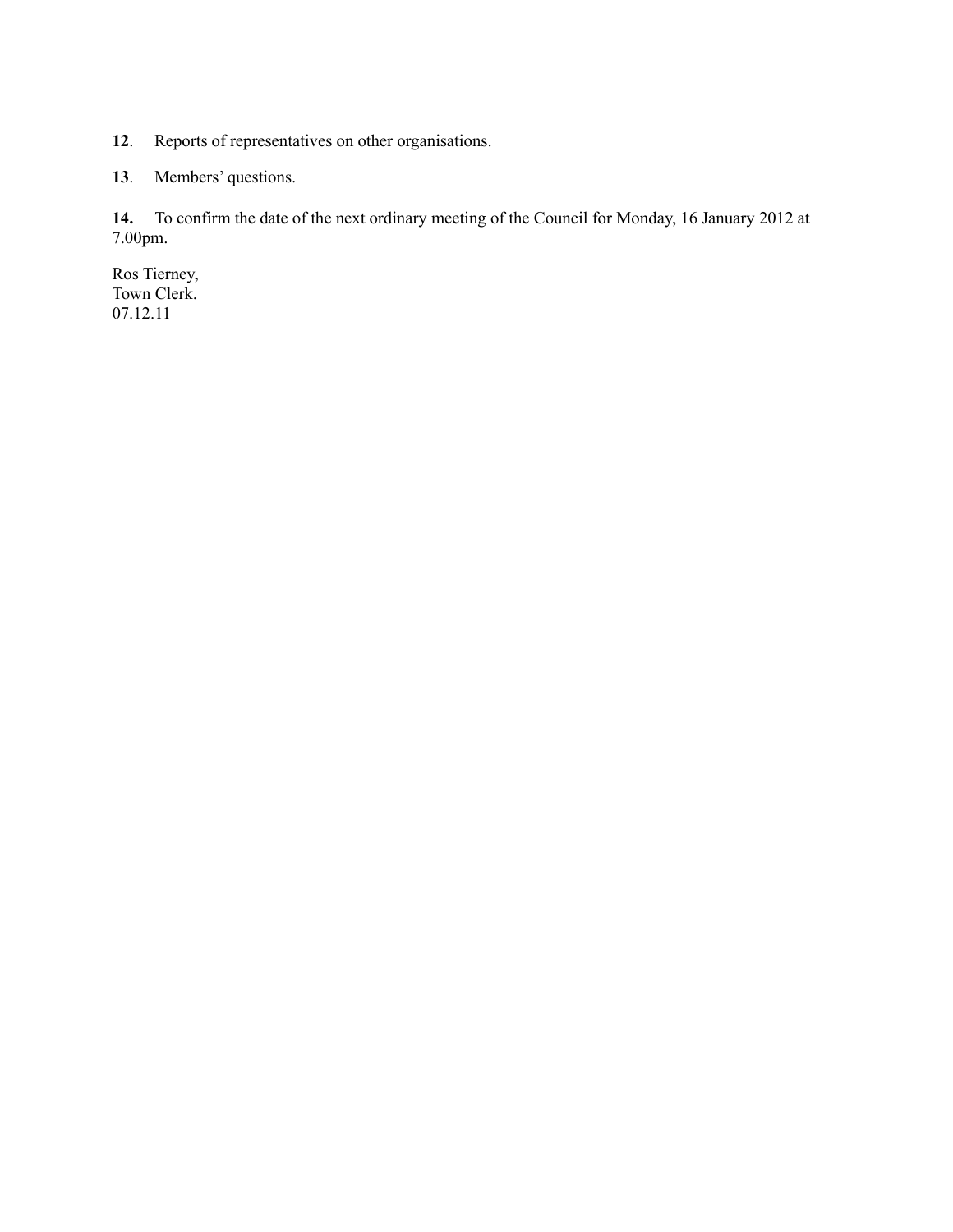**12**. Reports of representatives on other organisations.

**13**. Members' questions.

**14.** To confirm the date of the next ordinary meeting of the Council for Monday, 16 January 2012 at 7.00pm.

Ros Tierney,
Town Clerk.
07.12.11